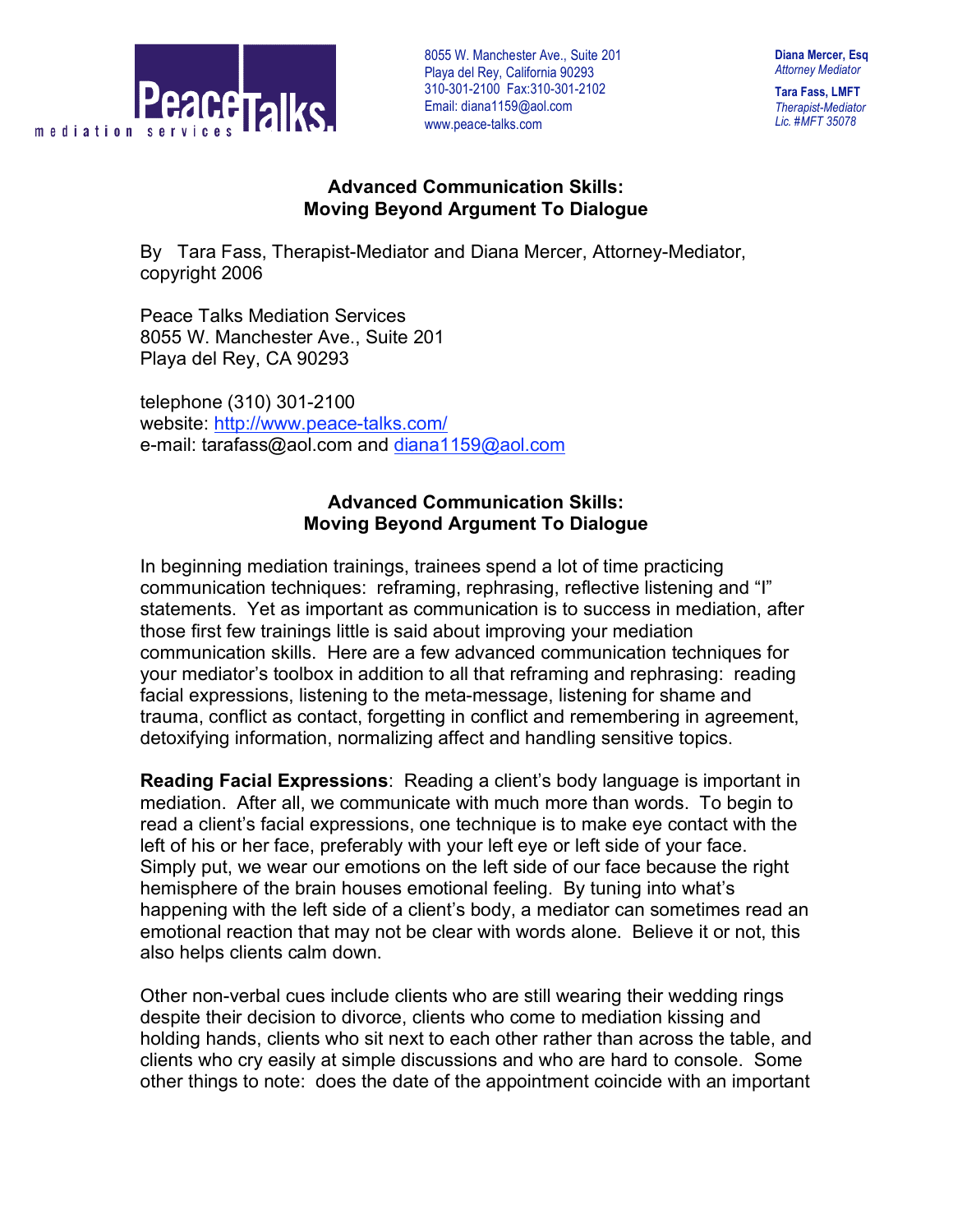PeaceTalks mediation services

8055 W. Manchester Ave., Suite 201
Playa del Rey, California 90293
310-301-2100 Fax:310-301-2102
Email: diana1159@aol.com
www.peace-talks.com

**Diana Mercer, Esq**
*Attorney Mediator*

**Tara Fass, LMFT**
*Therapist-Mediator*
*Lic. #MFT 35078*

# Advanced Communication Skills: Moving Beyond Argument To Dialogue

By Tara Fass, Therapist-Mediator and Diana Mercer, Attorney-Mediator, copyright 2006

Peace Talks Mediation Services
8055 W. Manchester Ave., Suite 201
Playa del Rey, CA 90293

telephone (310) 301-2100
website: http://www.peace-talks.com/
e-mail: tarafass@aol.com and diana1159@aol.com

## Advanced Communication Skills: Moving Beyond Argument To Dialogue

In beginning mediation trainings, trainees spend a lot of time practicing communication techniques: reframing, rephrasing, reflective listening and "I" statements. Yet as important as communication is to success in mediation, after those first few trainings little is said about improving your mediation communication skills. Here are a few advanced communication techniques for your mediator's toolbox in addition to all that reframing and rephrasing: reading facial expressions, listening to the meta-message, listening for shame and trauma, conflict as contact, forgetting in conflict and remembering in agreement, detoxifying information, normalizing affect and handling sensitive topics.

**Reading Facial Expressions**: Reading a client's body language is important in mediation. After all, we communicate with much more than words. To begin to read a client's facial expressions, one technique is to make eye contact with the left of his or her face, preferably with your left eye or left side of your face. Simply put, we wear our emotions on the left side of our face because the right hemisphere of the brain houses emotional feeling. By tuning into what's happening with the left side of a client's body, a mediator can sometimes read an emotional reaction that may not be clear with words alone. Believe it or not, this also helps clients calm down.

Other non-verbal cues include clients who are still wearing their wedding rings despite their decision to divorce, clients who come to mediation kissing and holding hands, clients who sit next to each other rather than across the table, and clients who cry easily at simple discussions and who are hard to console. Some other things to note: does the date of the appointment coincide with an important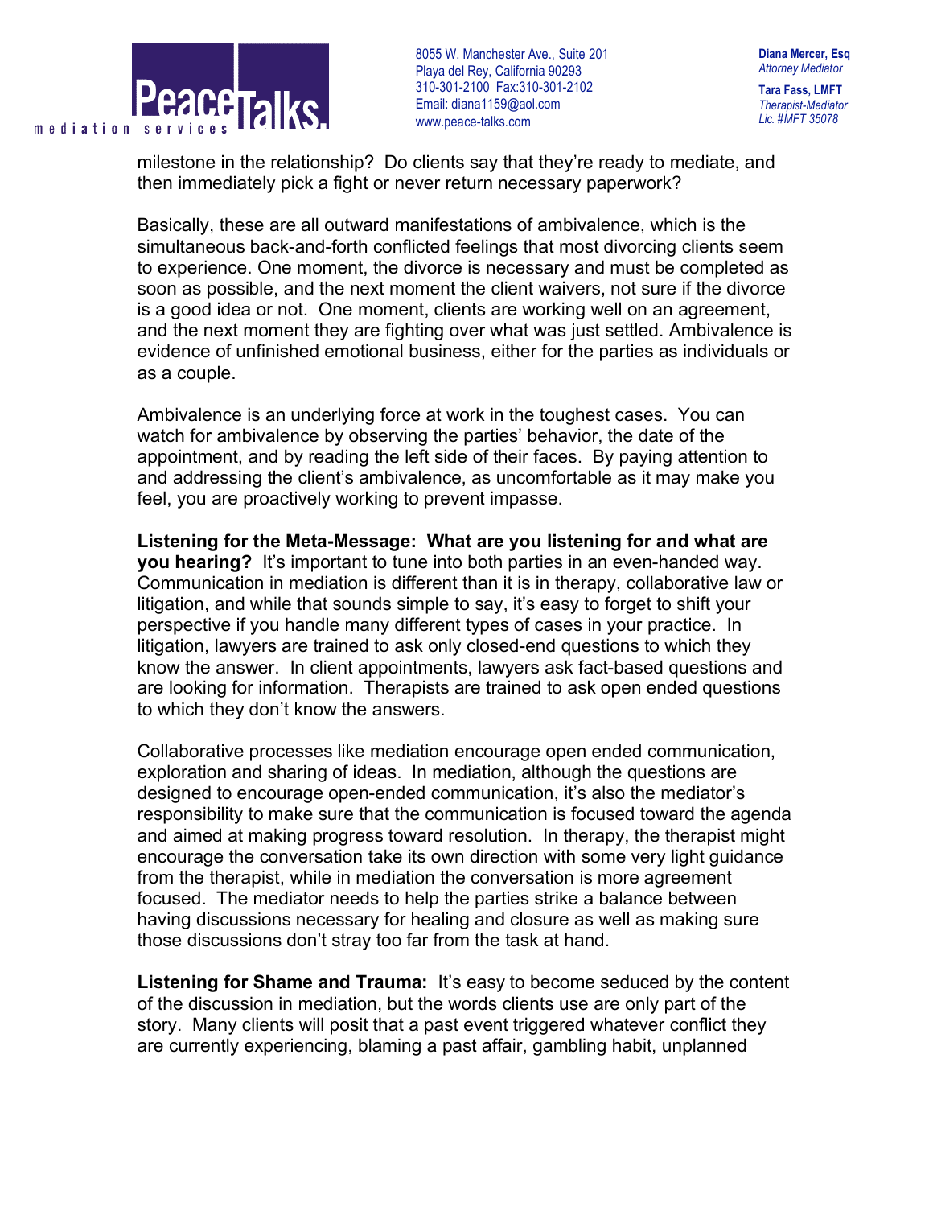milestone in the relationship? Do clients say that they're ready to mediate, and then immediately pick a fight or never return necessary paperwork?

Basically, these are all outward manifestations of ambivalence, which is the simultaneous back-and-forth conflicted feelings that most divorcing clients seem to experience. One moment, the divorce is necessary and must be completed as soon as possible, and the next moment the client waivers, not sure if the divorce is a good idea or not. One moment, clients are working well on an agreement, and the next moment they are fighting over what was just settled. Ambivalence is evidence of unfinished emotional business, either for the parties as individuals or as a couple.

Ambivalence is an underlying force at work in the toughest cases. You can watch for ambivalence by observing the parties' behavior, the date of the appointment, and by reading the left side of their faces. By paying attention to and addressing the client's ambivalence, as uncomfortable as it may make you feel, you are proactively working to prevent impasse.

**Listening for the Meta-Message: What are you listening for and what are you hearing?** It's important to tune into both parties in an even-handed way. Communication in mediation is different than it is in therapy, collaborative law or litigation, and while that sounds simple to say, it's easy to forget to shift your perspective if you handle many different types of cases in your practice. In litigation, lawyers are trained to ask only closed-end questions to which they know the answer. In client appointments, lawyers ask fact-based questions and are looking for information. Therapists are trained to ask open ended questions to which they don't know the answers.

Collaborative processes like mediation encourage open ended communication, exploration and sharing of ideas. In mediation, although the questions are designed to encourage open-ended communication, it's also the mediator's responsibility to make sure that the communication is focused toward the agenda and aimed at making progress toward resolution. In therapy, the therapist might encourage the conversation take its own direction with some very light guidance from the therapist, while in mediation the conversation is more agreement focused. The mediator needs to help the parties strike a balance between having discussions necessary for healing and closure as well as making sure those discussions don't stray too far from the task at hand.

**Listening for Shame and Trauma:** It's easy to become seduced by the content of the discussion in mediation, but the words clients use are only part of the story. Many clients will posit that a past event triggered whatever conflict they are currently experiencing, blaming a past affair, gambling habit, unplanned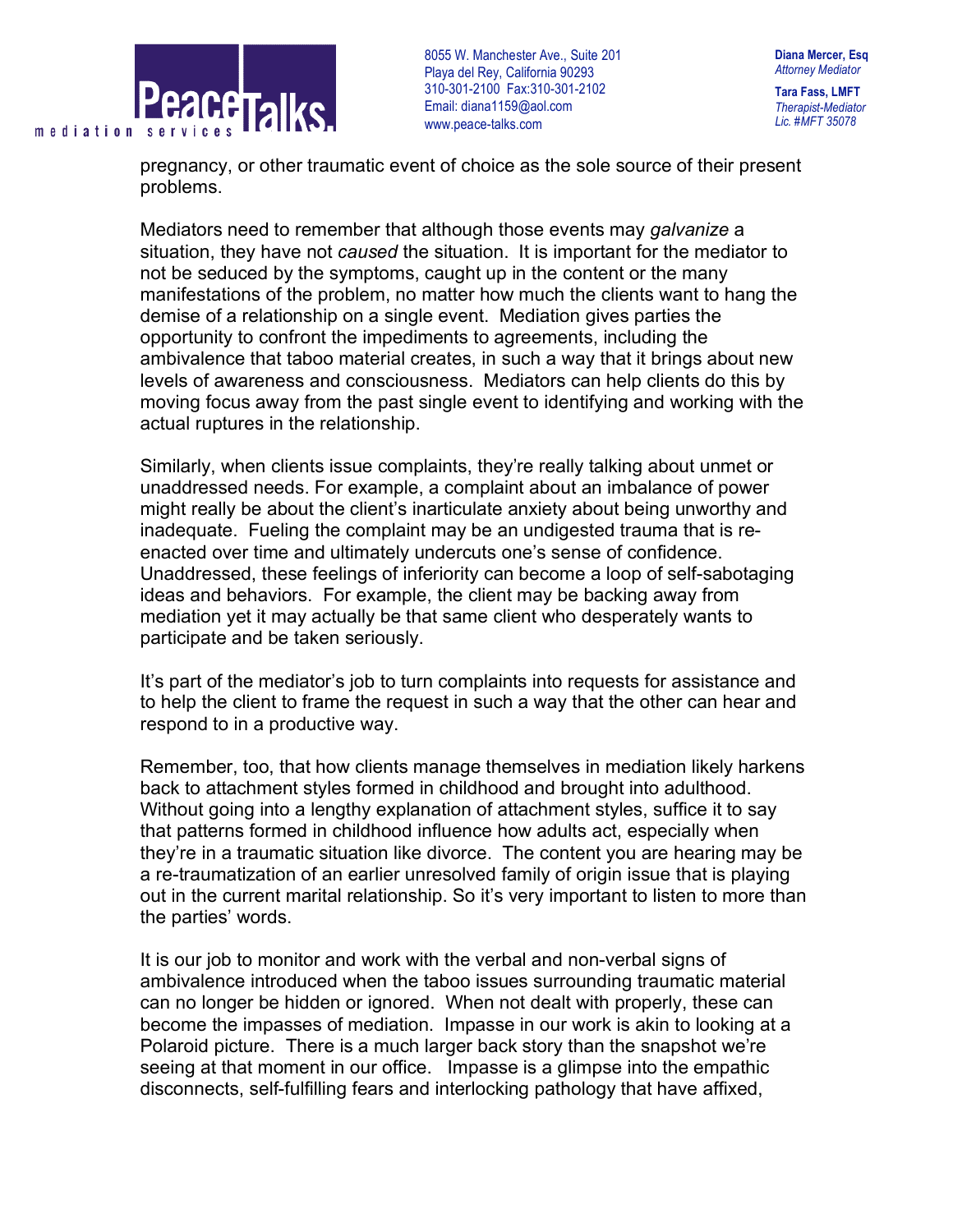pregnancy, or other traumatic event of choice as the sole source of their present problems.

Mediators need to remember that although those events may *galvanize* a situation, they have not *caused* the situation. It is important for the mediator to not be seduced by the symptoms, caught up in the content or the many manifestations of the problem, no matter how much the clients want to hang the demise of a relationship on a single event. Mediation gives parties the opportunity to confront the impediments to agreements, including the ambivalence that taboo material creates, in such a way that it brings about new levels of awareness and consciousness. Mediators can help clients do this by moving focus away from the past single event to identifying and working with the actual ruptures in the relationship.

Similarly, when clients issue complaints, they're really talking about unmet or unaddressed needs. For example, a complaint about an imbalance of power might really be about the client's inarticulate anxiety about being unworthy and inadequate. Fueling the complaint may be an undigested trauma that is re-enacted over time and ultimately undercuts one's sense of confidence. Unaddressed, these feelings of inferiority can become a loop of self-sabotaging ideas and behaviors. For example, the client may be backing away from mediation yet it may actually be that same client who desperately wants to participate and be taken seriously.

It's part of the mediator's job to turn complaints into requests for assistance and to help the client to frame the request in such a way that the other can hear and respond to in a productive way.

Remember, too, that how clients manage themselves in mediation likely harkens back to attachment styles formed in childhood and brought into adulthood. Without going into a lengthy explanation of attachment styles, suffice it to say that patterns formed in childhood influence how adults act, especially when they're in a traumatic situation like divorce. The content you are hearing may be a re-traumatization of an earlier unresolved family of origin issue that is playing out in the current marital relationship. So it's very important to listen to more than the parties' words.

It is our job to monitor and work with the verbal and non-verbal signs of ambivalence introduced when the taboo issues surrounding traumatic material can no longer be hidden or ignored. When not dealt with properly, these can become the impasses of mediation. Impasse in our work is akin to looking at a Polaroid picture. There is a much larger back story than the snapshot we're seeing at that moment in our office. Impasse is a glimpse into the empathic disconnects, self-fulfilling fears and interlocking pathology that have affixed,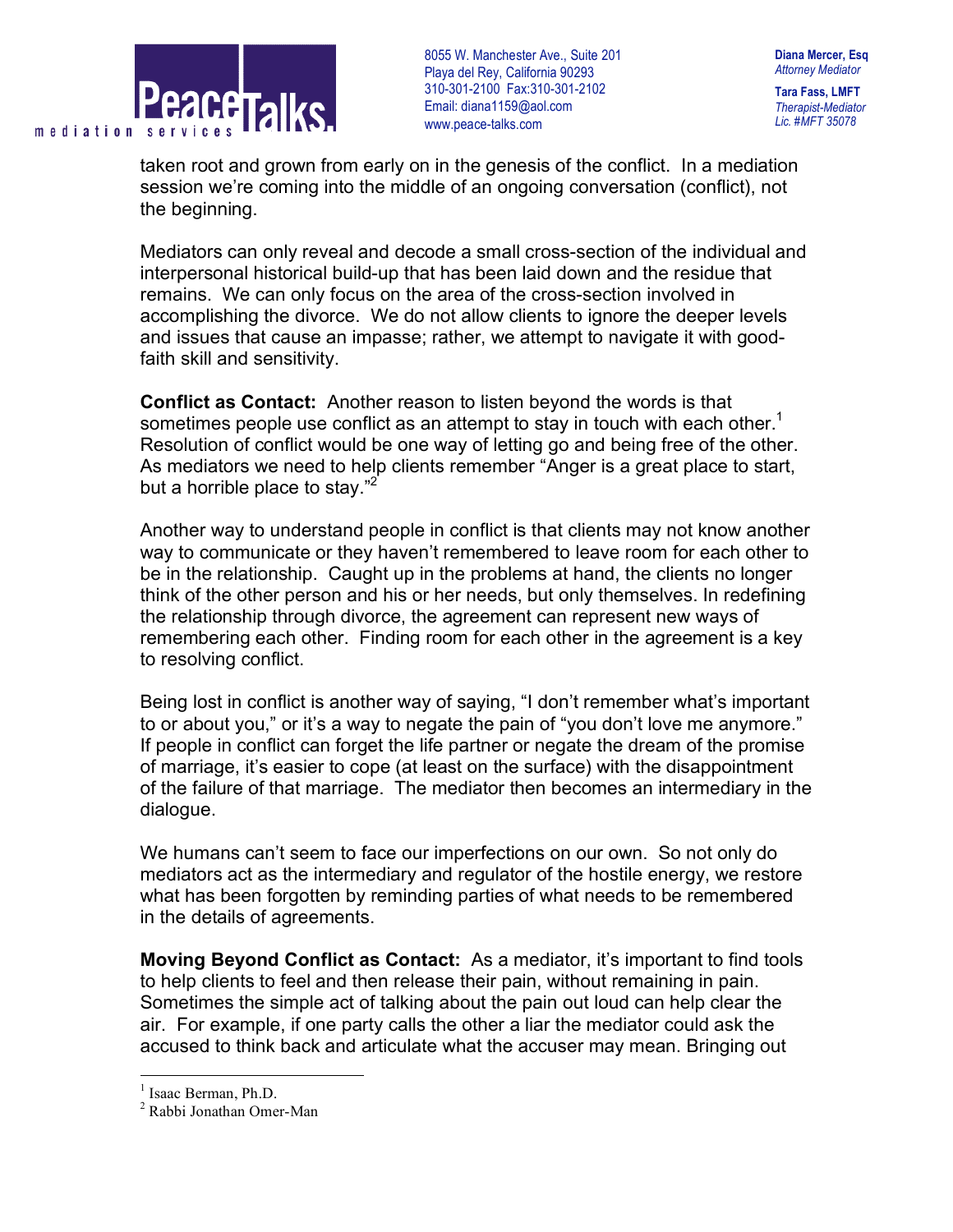taken root and grown from early on in the genesis of the conflict. In a mediation session we're coming into the middle of an ongoing conversation (conflict), not the beginning.

Mediators can only reveal and decode a small cross-section of the individual and interpersonal historical build-up that has been laid down and the residue that remains. We can only focus on the area of the cross-section involved in accomplishing the divorce. We do not allow clients to ignore the deeper levels and issues that cause an impasse; rather, we attempt to navigate it with good-faith skill and sensitivity.

**Conflict as Contact:** Another reason to listen beyond the words is that sometimes people use conflict as an attempt to stay in touch with each other.[1] Resolution of conflict would be one way of letting go and being free of the other. As mediators we need to help clients remember "Anger is a great place to start, but a horrible place to stay."[2]

Another way to understand people in conflict is that clients may not know another way to communicate or they haven't remembered to leave room for each other to be in the relationship. Caught up in the problems at hand, the clients no longer think of the other person and his or her needs, but only themselves. In redefining the relationship through divorce, the agreement can represent new ways of remembering each other. Finding room for each other in the agreement is a key to resolving conflict.

Being lost in conflict is another way of saying, "I don't remember what's important to or about you," or it's a way to negate the pain of "you don't love me anymore." If people in conflict can forget the life partner or negate the dream of the promise of marriage, it's easier to cope (at least on the surface) with the disappointment of the failure of that marriage. The mediator then becomes an intermediary in the dialogue.

We humans can't seem to face our imperfections on our own. So not only do mediators act as the intermediary and regulator of the hostile energy, we restore what has been forgotten by reminding parties of what needs to be remembered in the details of agreements.

**Moving Beyond Conflict as Contact:** As a mediator, it's important to find tools to help clients to feel and then release their pain, without remaining in pain. Sometimes the simple act of talking about the pain out loud can help clear the air. For example, if one party calls the other a liar the mediator could ask the accused to think back and articulate what the accuser may mean. Bringing out

---

[1] Isaac Berman, Ph.D.

[2] Rabbi Jonathan Omer-Man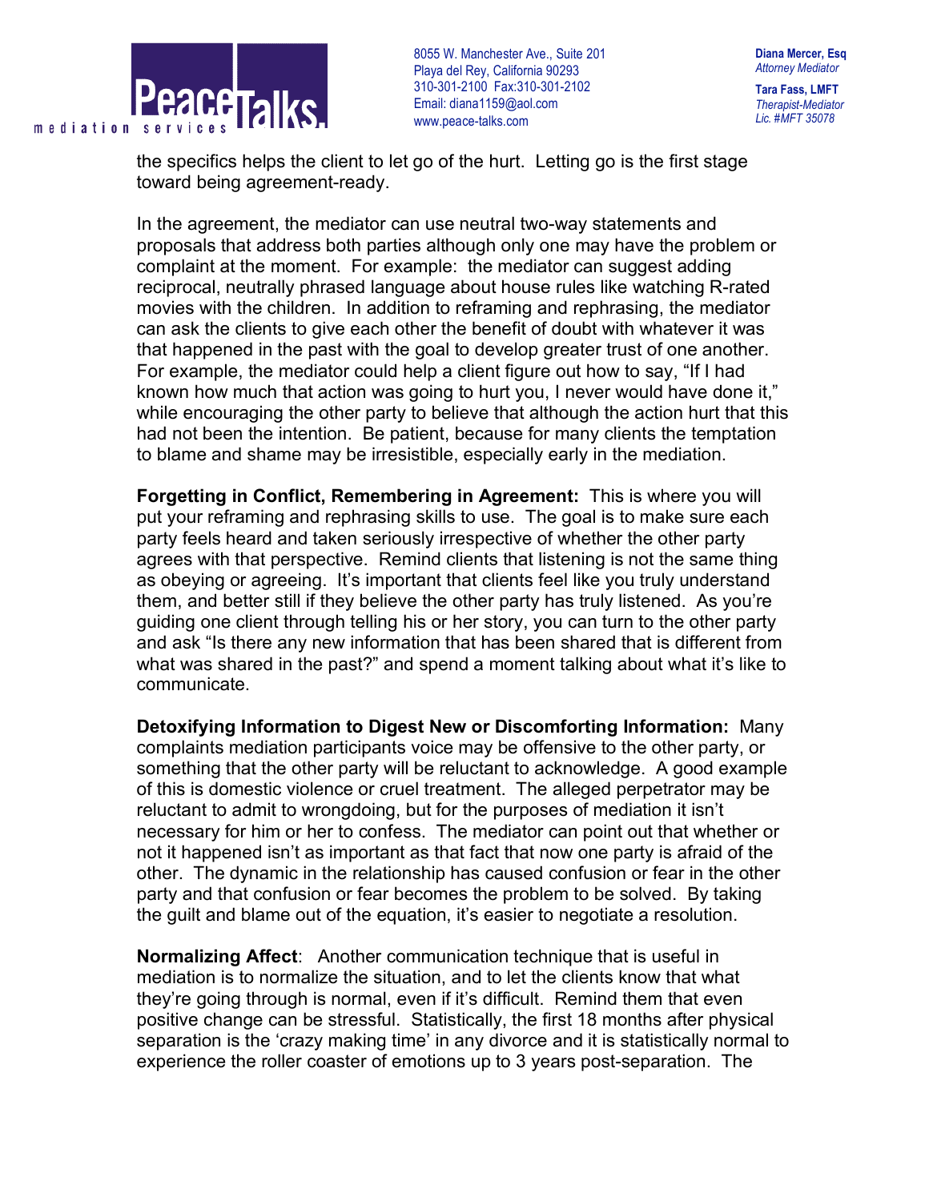the specifics helps the client to let go of the hurt. Letting go is the first stage toward being agreement-ready.

In the agreement, the mediator can use neutral two-way statements and proposals that address both parties although only one may have the problem or complaint at the moment. For example: the mediator can suggest adding reciprocal, neutrally phrased language about house rules like watching R-rated movies with the children. In addition to reframing and rephrasing, the mediator can ask the clients to give each other the benefit of doubt with whatever it was that happened in the past with the goal to develop greater trust of one another. For example, the mediator could help a client figure out how to say, "If I had known how much that action was going to hurt you, I never would have done it," while encouraging the other party to believe that although the action hurt that this had not been the intention. Be patient, because for many clients the temptation to blame and shame may be irresistible, especially early in the mediation.

**Forgetting in Conflict, Remembering in Agreement:** This is where you will put your reframing and rephrasing skills to use. The goal is to make sure each party feels heard and taken seriously irrespective of whether the other party agrees with that perspective. Remind clients that listening is not the same thing as obeying or agreeing. It's important that clients feel like you truly understand them, and better still if they believe the other party has truly listened. As you're guiding one client through telling his or her story, you can turn to the other party and ask "Is there any new information that has been shared that is different from what was shared in the past?" and spend a moment talking about what it's like to communicate.

**Detoxifying Information to Digest New or Discomforting Information:** Many complaints mediation participants voice may be offensive to the other party, or something that the other party will be reluctant to acknowledge. A good example of this is domestic violence or cruel treatment. The alleged perpetrator may be reluctant to admit to wrongdoing, but for the purposes of mediation it isn't necessary for him or her to confess. The mediator can point out that whether or not it happened isn't as important as that fact that now one party is afraid of the other. The dynamic in the relationship has caused confusion or fear in the other party and that confusion or fear becomes the problem to be solved. By taking the guilt and blame out of the equation, it's easier to negotiate a resolution.

**Normalizing Affect**: Another communication technique that is useful in mediation is to normalize the situation, and to let the clients know that what they're going through is normal, even if it's difficult. Remind them that even positive change can be stressful. Statistically, the first 18 months after physical separation is the 'crazy making time' in any divorce and it is statistically normal to experience the roller coaster of emotions up to 3 years post-separation. The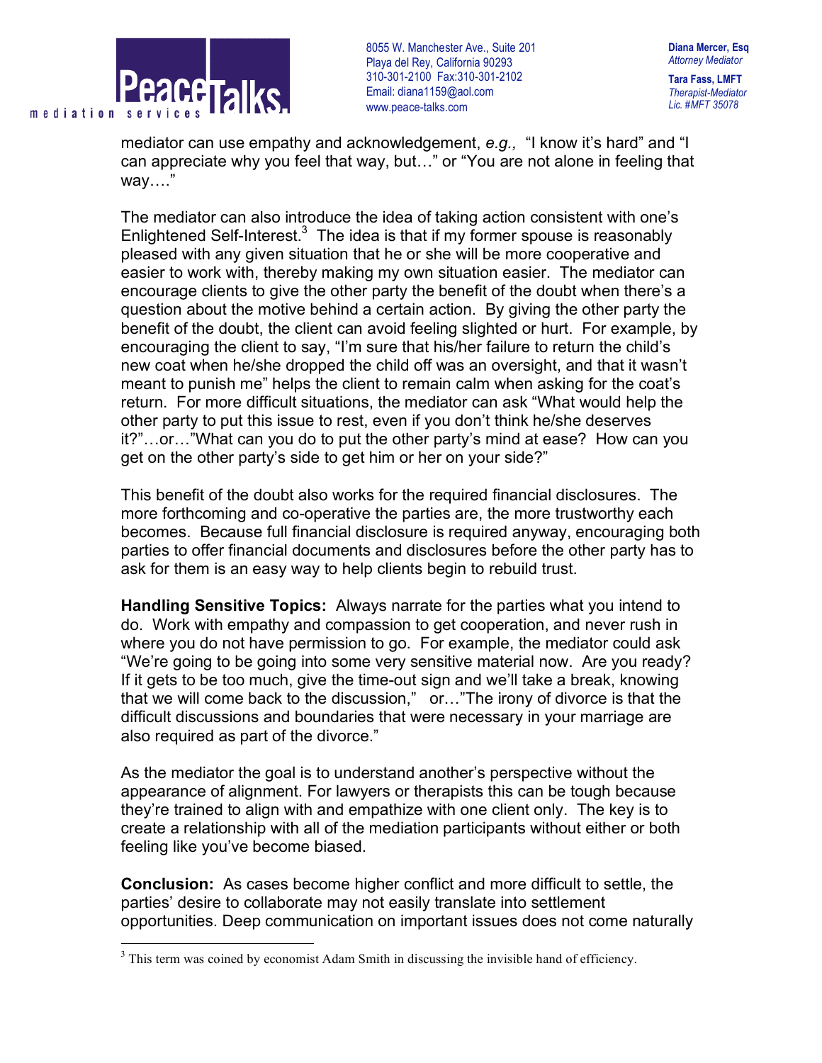mediator can use empathy and acknowledgement, *e.g.,* "I know it's hard" and "I can appreciate why you feel that way, but…" or "You are not alone in feeling that way…."

The mediator can also introduce the idea of taking action consistent with one's Enlightened Self-Interest.[3] The idea is that if my former spouse is reasonably pleased with any given situation that he or she will be more cooperative and easier to work with, thereby making my own situation easier. The mediator can encourage clients to give the other party the benefit of the doubt when there's a question about the motive behind a certain action. By giving the other party the benefit of the doubt, the client can avoid feeling slighted or hurt. For example, by encouraging the client to say, "I'm sure that his/her failure to return the child's new coat when he/she dropped the child off was an oversight, and that it wasn't meant to punish me" helps the client to remain calm when asking for the coat's return. For more difficult situations, the mediator can ask "What would help the other party to put this issue to rest, even if you don't think he/she deserves it?"…or…"What can you do to put the other party's mind at ease? How can you get on the other party's side to get him or her on your side?"

This benefit of the doubt also works for the required financial disclosures. The more forthcoming and co-operative the parties are, the more trustworthy each becomes. Because full financial disclosure is required anyway, encouraging both parties to offer financial documents and disclosures before the other party has to ask for them is an easy way to help clients begin to rebuild trust.

**Handling Sensitive Topics:** Always narrate for the parties what you intend to do. Work with empathy and compassion to get cooperation, and never rush in where you do not have permission to go. For example, the mediator could ask "We're going to be going into some very sensitive material now. Are you ready? If it gets to be too much, give the time-out sign and we'll take a break, knowing that we will come back to the discussion," or…"The irony of divorce is that the difficult discussions and boundaries that were necessary in your marriage are also required as part of the divorce."

As the mediator the goal is to understand another's perspective without the appearance of alignment. For lawyers or therapists this can be tough because they're trained to align with and empathize with one client only. The key is to create a relationship with all of the mediation participants without either or both feeling like you've become biased.

**Conclusion:** As cases become higher conflict and more difficult to settle, the parties' desire to collaborate may not easily translate into settlement opportunities. Deep communication on important issues does not come naturally

---

[3] This term was coined by economist Adam Smith in discussing the invisible hand of efficiency.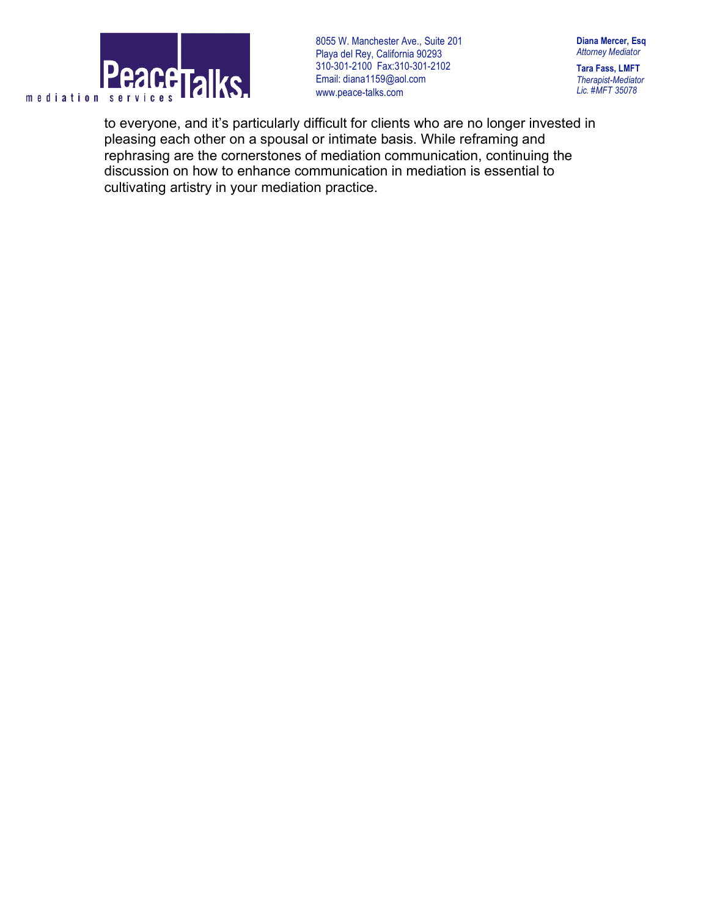to everyone, and it's particularly difficult for clients who are no longer invested in pleasing each other on a spousal or intimate basis. While reframing and rephrasing are the cornerstones of mediation communication, continuing the discussion on how to enhance communication in mediation is essential to cultivating artistry in your mediation practice.